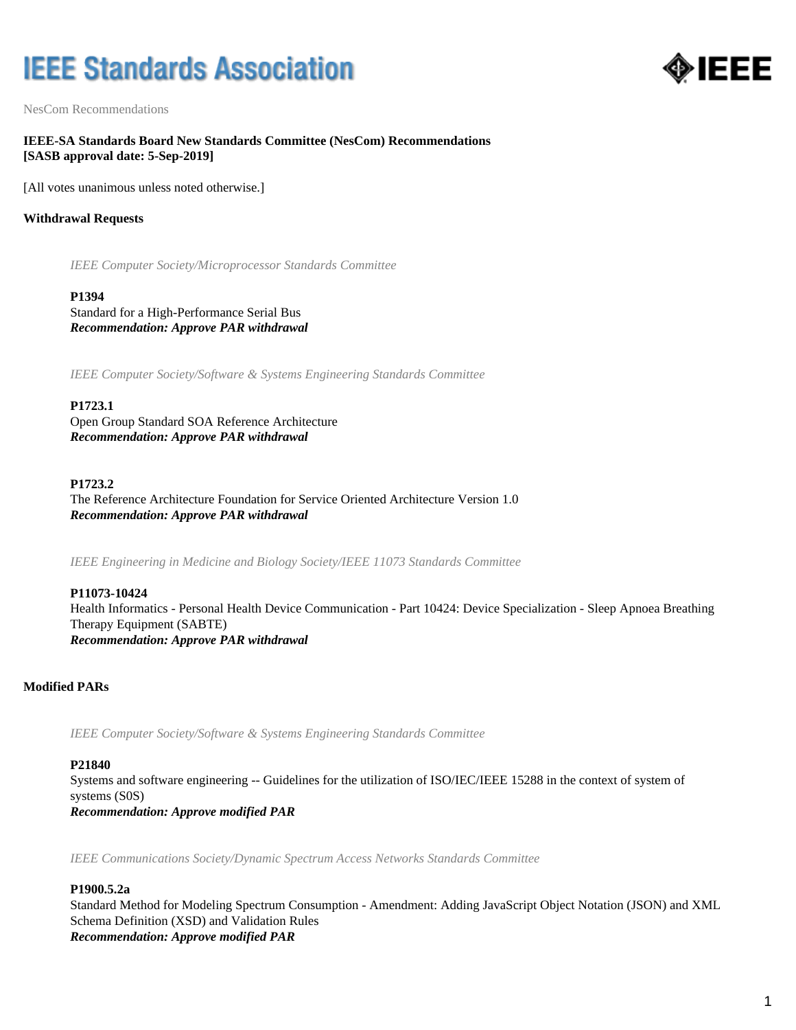# IEEE Standards Association

NesCom Recommendations

**IEEE-SA Standards Board New Standards Committee (NesCom) Recommendations**
**[SASB approval date: 5-Sep-2019]**

[All votes unanimous unless noted otherwise.]

## Withdrawal Requests

*IEEE Computer Society/Microprocessor Standards Committee*

**P1394**
Standard for a High-Performance Serial Bus
***Recommendation: Approve PAR withdrawal***

*IEEE Computer Society/Software & Systems Engineering Standards Committee*

**P1723.1**
Open Group Standard SOA Reference Architecture
***Recommendation: Approve PAR withdrawal***

**P1723.2**
The Reference Architecture Foundation for Service Oriented Architecture Version 1.0
***Recommendation: Approve PAR withdrawal***

*IEEE Engineering in Medicine and Biology Society/IEEE 11073 Standards Committee*

**P11073-10424**
Health Informatics - Personal Health Device Communication - Part 10424: Device Specialization - Sleep Apnoea Breathing Therapy Equipment (SABTE)
***Recommendation: Approve PAR withdrawal***

## Modified PARs

*IEEE Computer Society/Software & Systems Engineering Standards Committee*

**P21840**
Systems and software engineering -- Guidelines for the utilization of ISO/IEC/IEEE 15288 in the context of system of systems (S0S)
***Recommendation: Approve modified PAR***

*IEEE Communications Society/Dynamic Spectrum Access Networks Standards Committee*

**P1900.5.2a**
Standard Method for Modeling Spectrum Consumption - Amendment: Adding JavaScript Object Notation (JSON) and XML Schema Definition (XSD) and Validation Rules
***Recommendation: Approve modified PAR***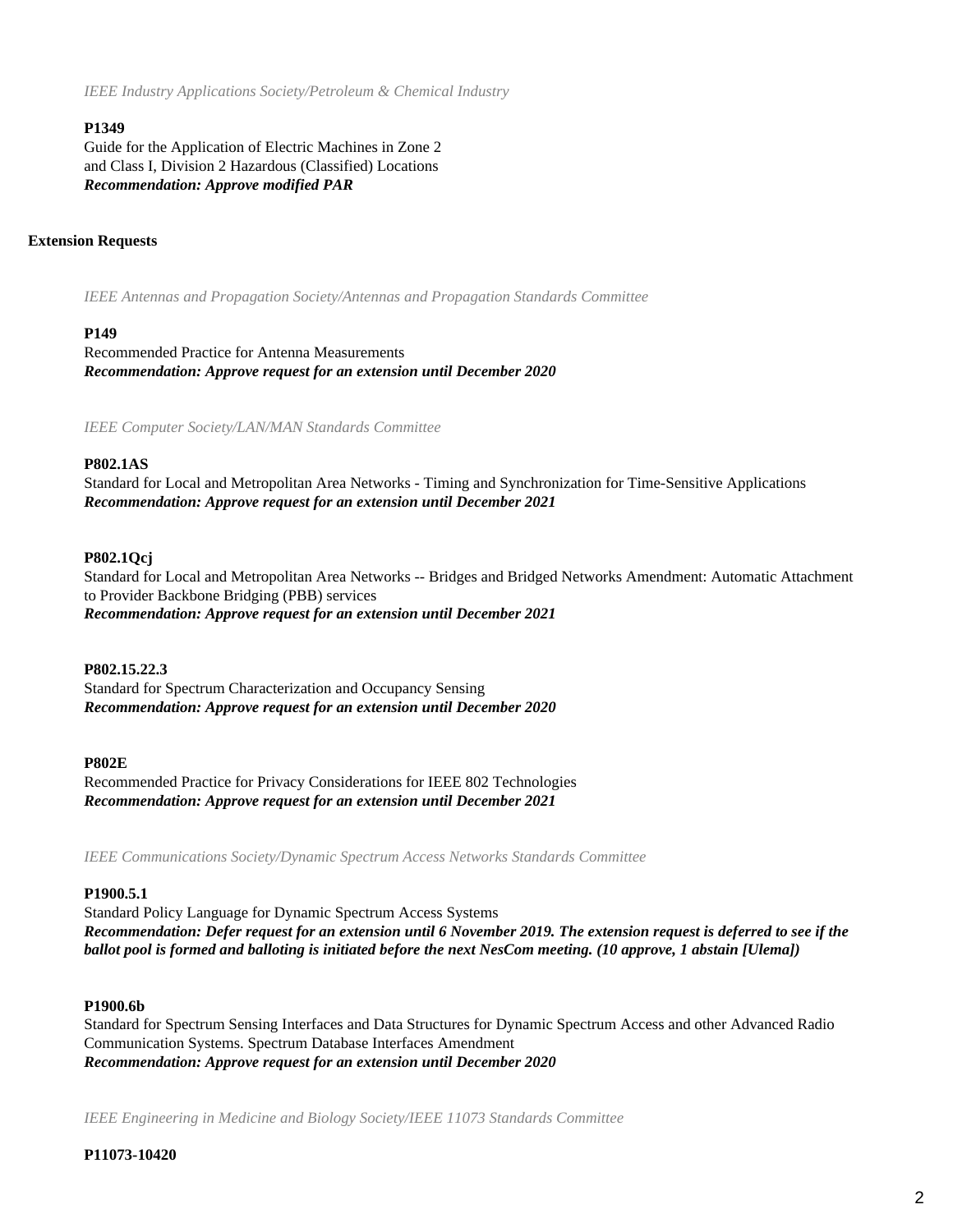*IEEE Industry Applications Society/Petroleum & Chemical Industry*

**P1349**
Guide for the Application of Electric Machines in Zone 2 and Class I, Division 2 Hazardous (Classified) Locations
***Recommendation: Approve modified PAR***

## Extension Requests

*IEEE Antennas and Propagation Society/Antennas and Propagation Standards Committee*

**P149**
Recommended Practice for Antenna Measurements
***Recommendation: Approve request for an extension until December 2020***

*IEEE Computer Society/LAN/MAN Standards Committee*

**P802.1AS**
Standard for Local and Metropolitan Area Networks - Timing and Synchronization for Time-Sensitive Applications
***Recommendation: Approve request for an extension until December 2021***

**P802.1Qcj**
Standard for Local and Metropolitan Area Networks -- Bridges and Bridged Networks Amendment: Automatic Attachment to Provider Backbone Bridging (PBB) services
***Recommendation: Approve request for an extension until December 2021***

**P802.15.22.3**
Standard for Spectrum Characterization and Occupancy Sensing
***Recommendation: Approve request for an extension until December 2020***

**P802E**
Recommended Practice for Privacy Considerations for IEEE 802 Technologies
***Recommendation: Approve request for an extension until December 2021***

*IEEE Communications Society/Dynamic Spectrum Access Networks Standards Committee*

**P1900.5.1**
Standard Policy Language for Dynamic Spectrum Access Systems
***Recommendation: Defer request for an extension until 6 November 2019. The extension request is deferred to see if the ballot pool is formed and balloting is initiated before the next NesCom meeting. (10 approve, 1 abstain [Ulema])***

**P1900.6b**
Standard for Spectrum Sensing Interfaces and Data Structures for Dynamic Spectrum Access and other Advanced Radio Communication Systems. Spectrum Database Interfaces Amendment
***Recommendation: Approve request for an extension until December 2020***

*IEEE Engineering in Medicine and Biology Society/IEEE 11073 Standards Committee*

**P11073-10420**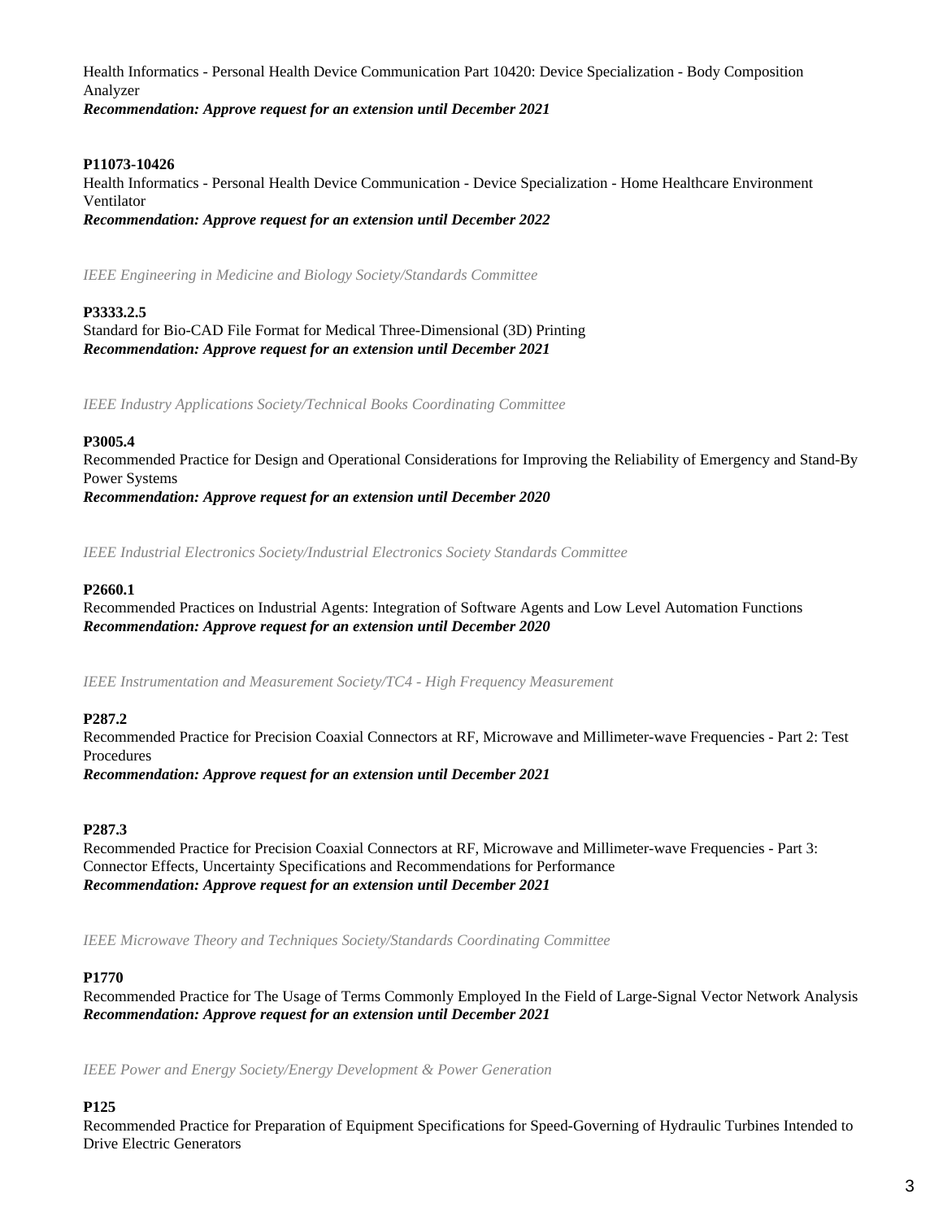Health Informatics - Personal Health Device Communication Part 10420: Device Specialization - Body Composition Analyzer
***Recommendation: Approve request for an extension until December 2021***

**P11073-10426**
Health Informatics - Personal Health Device Communication - Device Specialization - Home Healthcare Environment Ventilator
***Recommendation: Approve request for an extension until December 2022***

*IEEE Engineering in Medicine and Biology Society/Standards Committee*

**P3333.2.5**
Standard for Bio-CAD File Format for Medical Three-Dimensional (3D) Printing
***Recommendation: Approve request for an extension until December 2021***

*IEEE Industry Applications Society/Technical Books Coordinating Committee*

**P3005.4**
Recommended Practice for Design and Operational Considerations for Improving the Reliability of Emergency and Stand-By Power Systems
***Recommendation: Approve request for an extension until December 2020***

*IEEE Industrial Electronics Society/Industrial Electronics Society Standards Committee*

**P2660.1**
Recommended Practices on Industrial Agents: Integration of Software Agents and Low Level Automation Functions
***Recommendation: Approve request for an extension until December 2020***

*IEEE Instrumentation and Measurement Society/TC4 - High Frequency Measurement*

**P287.2**
Recommended Practice for Precision Coaxial Connectors at RF, Microwave and Millimeter-wave Frequencies - Part 2: Test Procedures
***Recommendation: Approve request for an extension until December 2021***

**P287.3**
Recommended Practice for Precision Coaxial Connectors at RF, Microwave and Millimeter-wave Frequencies - Part 3: Connector Effects, Uncertainty Specifications and Recommendations for Performance
***Recommendation: Approve request for an extension until December 2021***

*IEEE Microwave Theory and Techniques Society/Standards Coordinating Committee*

**P1770**
Recommended Practice for The Usage of Terms Commonly Employed In the Field of Large-Signal Vector Network Analysis
***Recommendation: Approve request for an extension until December 2021***

*IEEE Power and Energy Society/Energy Development & Power Generation*

**P125**
Recommended Practice for Preparation of Equipment Specifications for Speed-Governing of Hydraulic Turbines Intended to Drive Electric Generators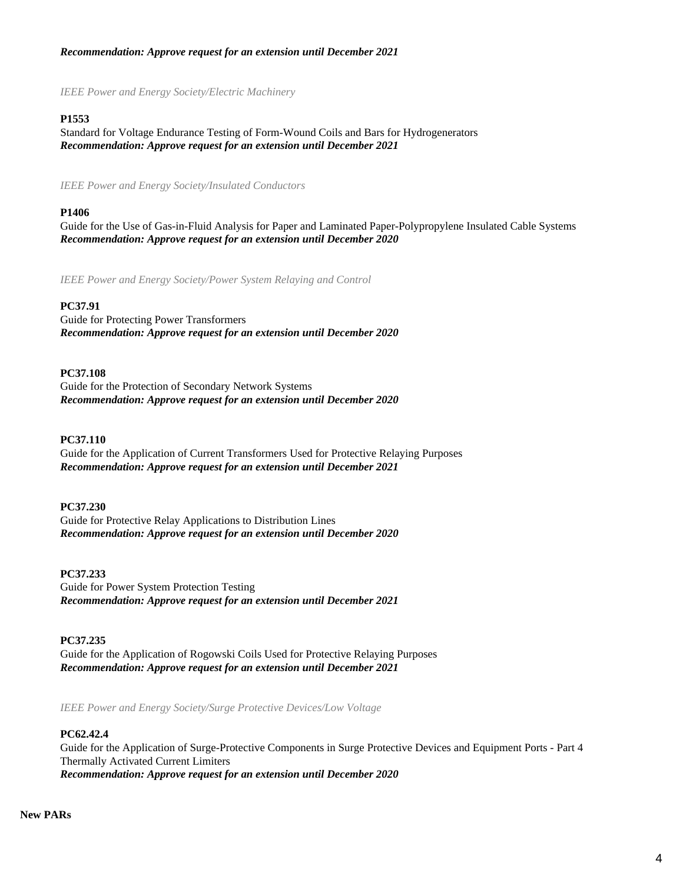***Recommendation: Approve request for an extension until December 2021***

*IEEE Power and Energy Society/Electric Machinery*

**P1553**
Standard for Voltage Endurance Testing of Form-Wound Coils and Bars for Hydrogenerators
***Recommendation: Approve request for an extension until December 2021***

*IEEE Power and Energy Society/Insulated Conductors*

**P1406**
Guide for the Use of Gas-in-Fluid Analysis for Paper and Laminated Paper-Polypropylene Insulated Cable Systems
***Recommendation: Approve request for an extension until December 2020***

*IEEE Power and Energy Society/Power System Relaying and Control*

**PC37.91**
Guide for Protecting Power Transformers
***Recommendation: Approve request for an extension until December 2020***

**PC37.108**
Guide for the Protection of Secondary Network Systems
***Recommendation: Approve request for an extension until December 2020***

**PC37.110**
Guide for the Application of Current Transformers Used for Protective Relaying Purposes
***Recommendation: Approve request for an extension until December 2021***

**PC37.230**
Guide for Protective Relay Applications to Distribution Lines
***Recommendation: Approve request for an extension until December 2020***

**PC37.233**
Guide for Power System Protection Testing
***Recommendation: Approve request for an extension until December 2021***

**PC37.235**
Guide for the Application of Rogowski Coils Used for Protective Relaying Purposes
***Recommendation: Approve request for an extension until December 2021***

*IEEE Power and Energy Society/Surge Protective Devices/Low Voltage*

**PC62.42.4**
Guide for the Application of Surge-Protective Components in Surge Protective Devices and Equipment Ports - Part 4 Thermally Activated Current Limiters
***Recommendation: Approve request for an extension until December 2020***

**New PARs**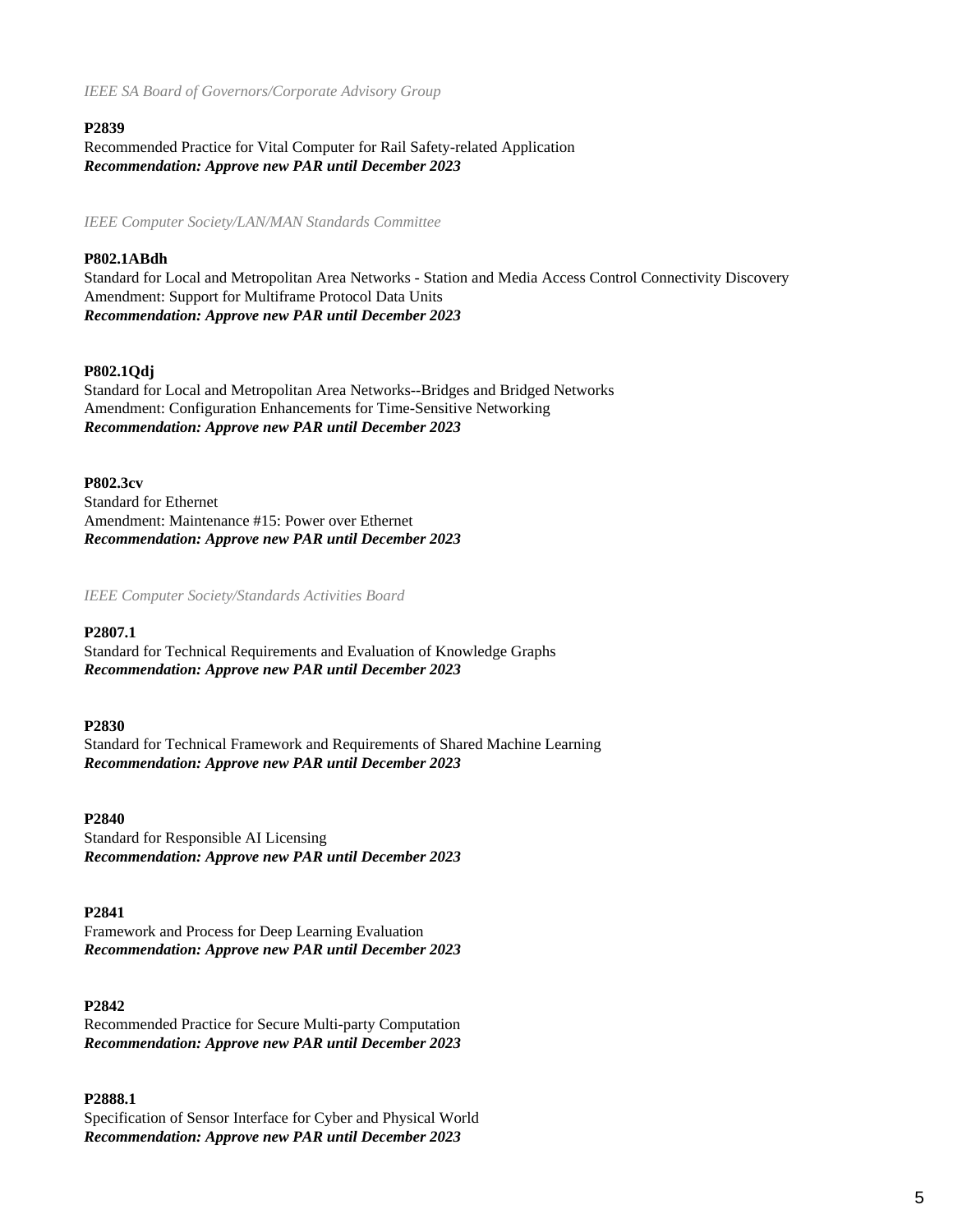*IEEE SA Board of Governors/Corporate Advisory Group*

**P2839**
Recommended Practice for Vital Computer for Rail Safety-related Application
***Recommendation: Approve new PAR until December 2023***

*IEEE Computer Society/LAN/MAN Standards Committee*

**P802.1ABdh**
Standard for Local and Metropolitan Area Networks - Station and Media Access Control Connectivity Discovery Amendment: Support for Multiframe Protocol Data Units
***Recommendation: Approve new PAR until December 2023***

**P802.1Qdj**
Standard for Local and Metropolitan Area Networks--Bridges and Bridged Networks
Amendment: Configuration Enhancements for Time-Sensitive Networking
***Recommendation: Approve new PAR until December 2023***

**P802.3cv**
Standard for Ethernet
Amendment: Maintenance #15: Power over Ethernet
***Recommendation: Approve new PAR until December 2023***

*IEEE Computer Society/Standards Activities Board*

**P2807.1**
Standard for Technical Requirements and Evaluation of Knowledge Graphs
***Recommendation: Approve new PAR until December 2023***

**P2830**
Standard for Technical Framework and Requirements of Shared Machine Learning
***Recommendation: Approve new PAR until December 2023***

**P2840**
Standard for Responsible AI Licensing
***Recommendation: Approve new PAR until December 2023***

**P2841**
Framework and Process for Deep Learning Evaluation
***Recommendation: Approve new PAR until December 2023***

**P2842**
Recommended Practice for Secure Multi-party Computation
***Recommendation: Approve new PAR until December 2023***

**P2888.1**
Specification of Sensor Interface for Cyber and Physical World
***Recommendation: Approve new PAR until December 2023***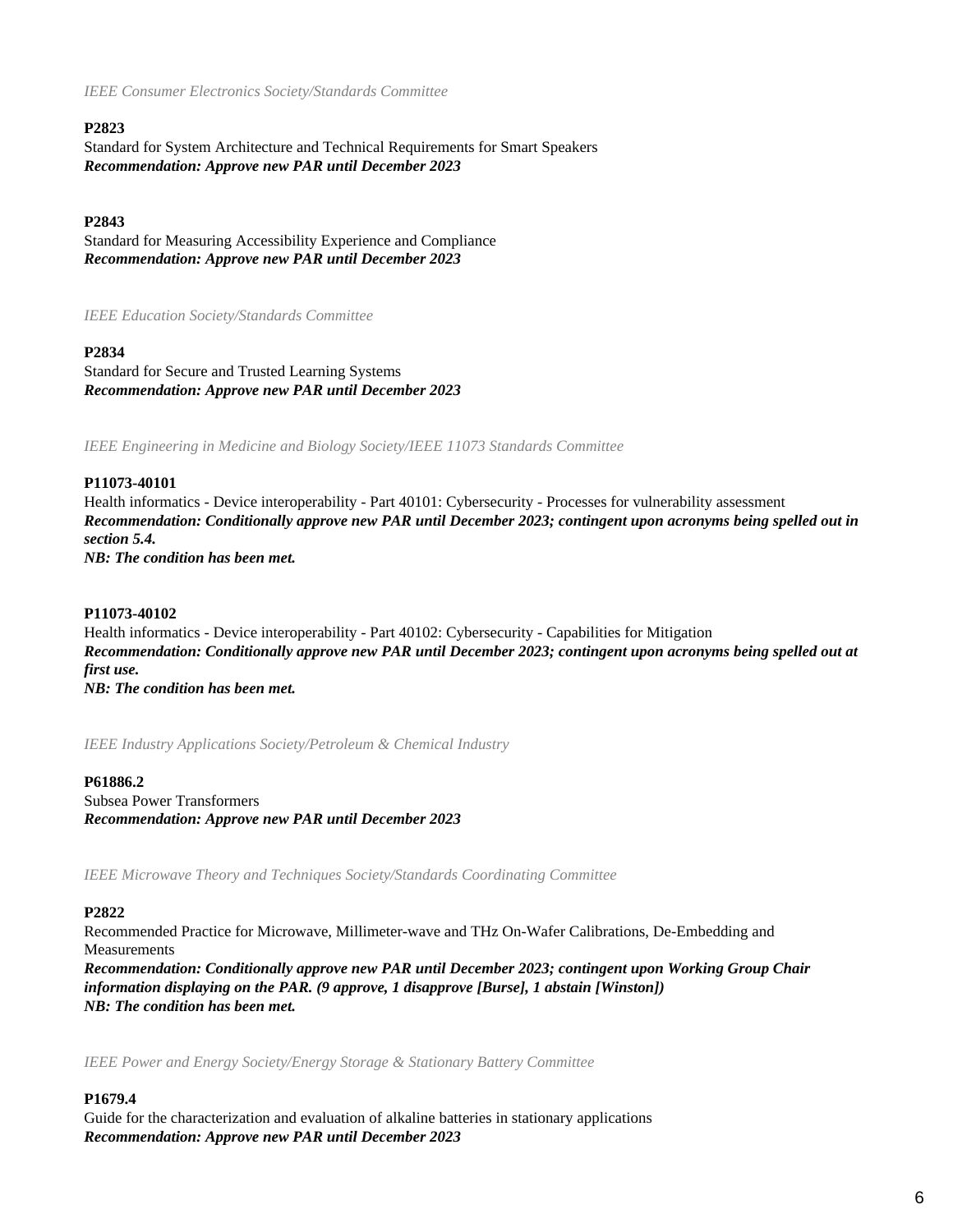*IEEE Consumer Electronics Society/Standards Committee*

**P2823**
Standard for System Architecture and Technical Requirements for Smart Speakers
***Recommendation: Approve new PAR until December 2023***

**P2843**
Standard for Measuring Accessibility Experience and Compliance
***Recommendation: Approve new PAR until December 2023***

*IEEE Education Society/Standards Committee*

**P2834**
Standard for Secure and Trusted Learning Systems
***Recommendation: Approve new PAR until December 2023***

*IEEE Engineering in Medicine and Biology Society/IEEE 11073 Standards Committee*

**P11073-40101**
Health informatics - Device interoperability - Part 40101: Cybersecurity - Processes for vulnerability assessment
***Recommendation: Conditionally approve new PAR until December 2023; contingent upon acronyms being spelled out in section 5.4.***
***NB: The condition has been met.***

**P11073-40102**
Health informatics - Device interoperability - Part 40102: Cybersecurity - Capabilities for Mitigation
***Recommendation: Conditionally approve new PAR until December 2023; contingent upon acronyms being spelled out at first use.***
***NB: The condition has been met.***

*IEEE Industry Applications Society/Petroleum & Chemical Industry*

**P61886.2**
Subsea Power Transformers
***Recommendation: Approve new PAR until December 2023***

*IEEE Microwave Theory and Techniques Society/Standards Coordinating Committee*

**P2822**
Recommended Practice for Microwave, Millimeter-wave and THz On-Wafer Calibrations, De-Embedding and Measurements
***Recommendation: Conditionally approve new PAR until December 2023; contingent upon Working Group Chair information displaying on the PAR. (9 approve, 1 disapprove [Burse], 1 abstain [Winston])***
***NB: The condition has been met.***

*IEEE Power and Energy Society/Energy Storage & Stationary Battery Committee*

**P1679.4**
Guide for the characterization and evaluation of alkaline batteries in stationary applications
***Recommendation: Approve new PAR until December 2023***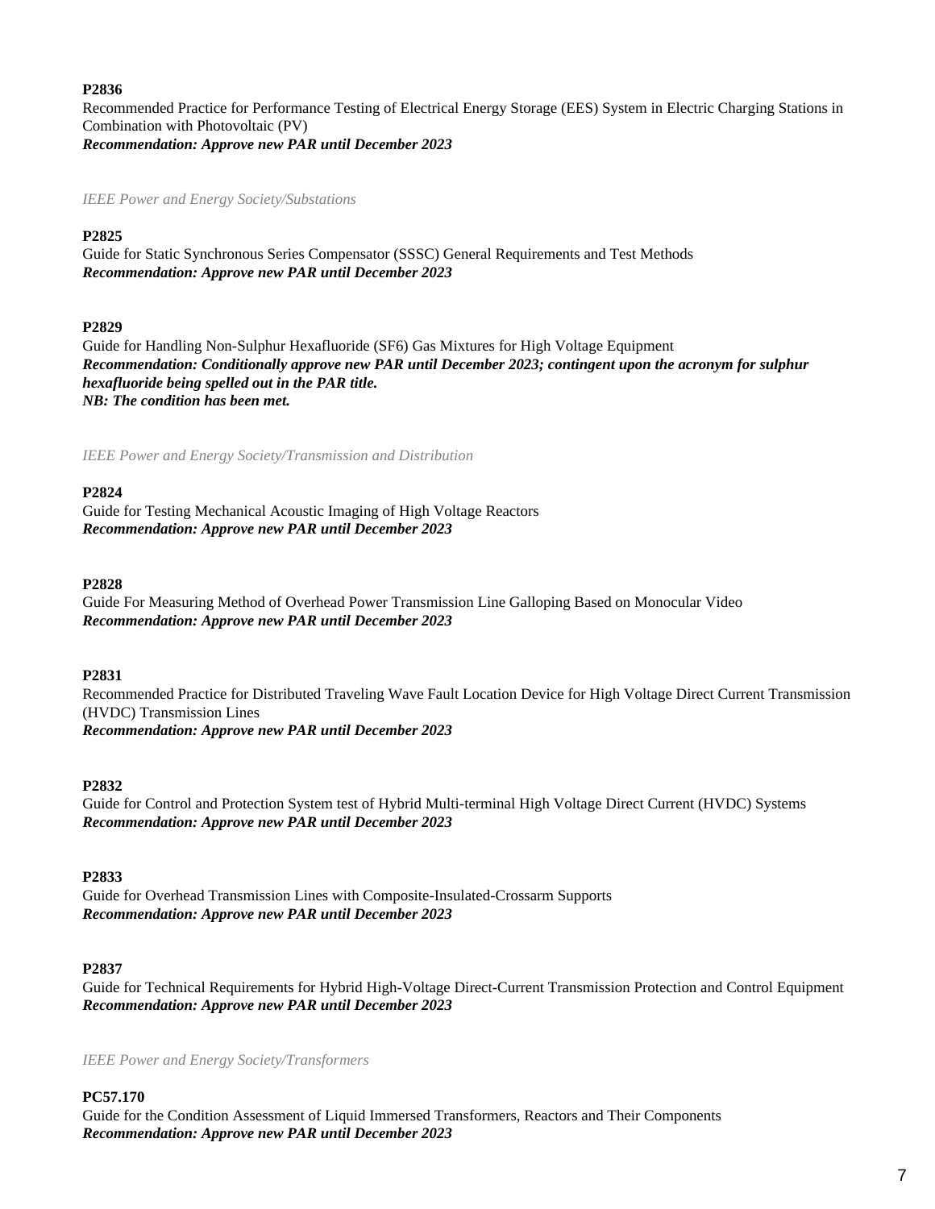**P2836**
Recommended Practice for Performance Testing of Electrical Energy Storage (EES) System in Electric Charging Stations in Combination with Photovoltaic (PV)
***Recommendation: Approve new PAR until December 2023***

*IEEE Power and Energy Society/Substations*

**P2825**
Guide for Static Synchronous Series Compensator (SSSC) General Requirements and Test Methods
***Recommendation: Approve new PAR until December 2023***

**P2829**
Guide for Handling Non-Sulphur Hexafluoride (SF6) Gas Mixtures for High Voltage Equipment
***Recommendation: Conditionally approve new PAR until December 2023; contingent upon the acronym for sulphur hexafluoride being spelled out in the PAR title.***
***NB: The condition has been met.***

*IEEE Power and Energy Society/Transmission and Distribution*

**P2824**
Guide for Testing Mechanical Acoustic Imaging of High Voltage Reactors
***Recommendation: Approve new PAR until December 2023***

**P2828**
Guide For Measuring Method of Overhead Power Transmission Line Galloping Based on Monocular Video
***Recommendation: Approve new PAR until December 2023***

**P2831**
Recommended Practice for Distributed Traveling Wave Fault Location Device for High Voltage Direct Current Transmission (HVDC) Transmission Lines
***Recommendation: Approve new PAR until December 2023***

**P2832**
Guide for Control and Protection System test of Hybrid Multi-terminal High Voltage Direct Current (HVDC) Systems
***Recommendation: Approve new PAR until December 2023***

**P2833**
Guide for Overhead Transmission Lines with Composite-Insulated-Crossarm Supports
***Recommendation: Approve new PAR until December 2023***

**P2837**
Guide for Technical Requirements for Hybrid High-Voltage Direct-Current Transmission Protection and Control Equipment
***Recommendation: Approve new PAR until December 2023***

*IEEE Power and Energy Society/Transformers*

**PC57.170**
Guide for the Condition Assessment of Liquid Immersed Transformers, Reactors and Their Components
***Recommendation: Approve new PAR until December 2023***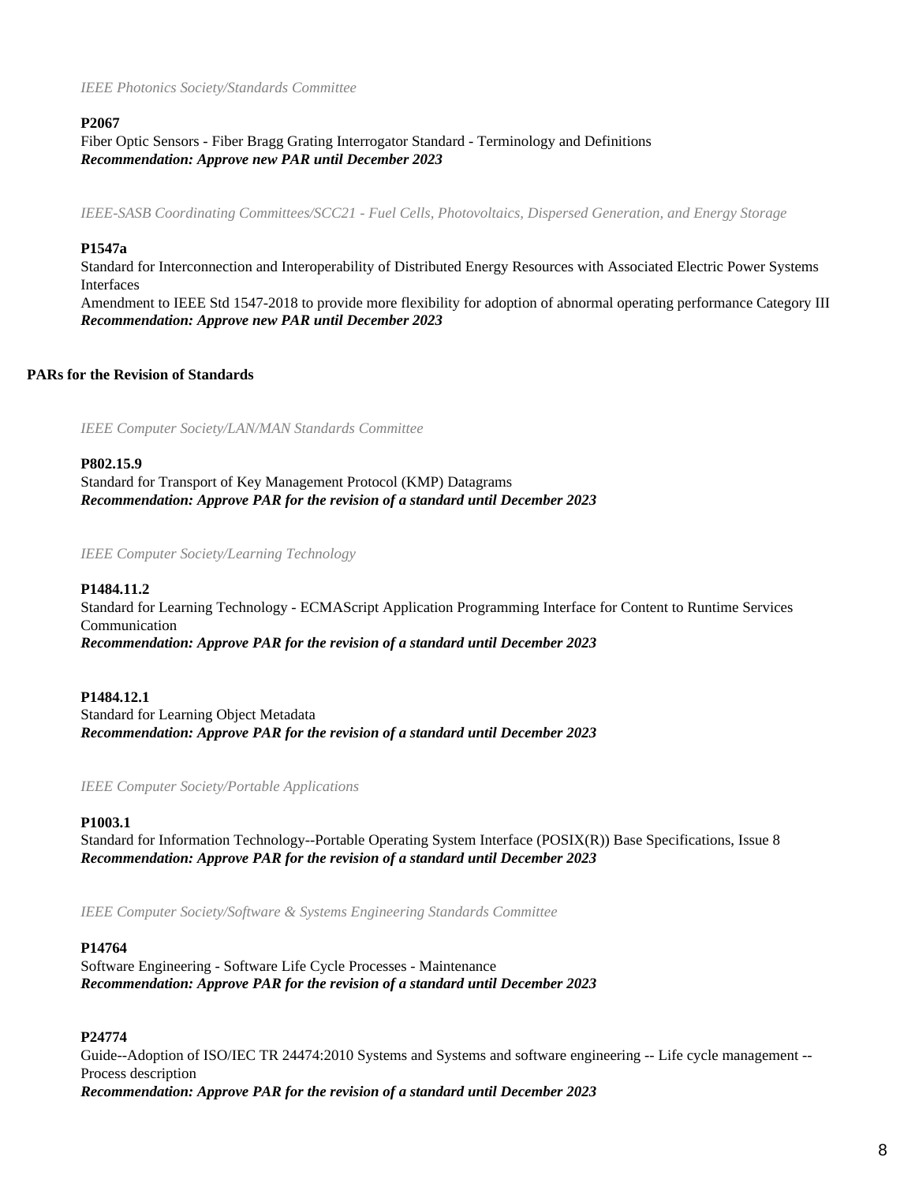*IEEE Photonics Society/Standards Committee*

**P2067**
Fiber Optic Sensors - Fiber Bragg Grating Interrogator Standard - Terminology and Definitions
***Recommendation: Approve new PAR until December 2023***

*IEEE-SASB Coordinating Committees/SCC21 - Fuel Cells, Photovoltaics, Dispersed Generation, and Energy Storage*

**P1547a**
Standard for Interconnection and Interoperability of Distributed Energy Resources with Associated Electric Power Systems Interfaces
Amendment to IEEE Std 1547-2018 to provide more flexibility for adoption of abnormal operating performance Category III
***Recommendation: Approve new PAR until December 2023***

**PARs for the Revision of Standards**

*IEEE Computer Society/LAN/MAN Standards Committee*

**P802.15.9**
Standard for Transport of Key Management Protocol (KMP) Datagrams
***Recommendation: Approve PAR for the revision of a standard until December 2023***

*IEEE Computer Society/Learning Technology*

**P1484.11.2**
Standard for Learning Technology - ECMAScript Application Programming Interface for Content to Runtime Services Communication
***Recommendation: Approve PAR for the revision of a standard until December 2023***

**P1484.12.1**
Standard for Learning Object Metadata
***Recommendation: Approve PAR for the revision of a standard until December 2023***

*IEEE Computer Society/Portable Applications*

**P1003.1**
Standard for Information Technology--Portable Operating System Interface (POSIX(R)) Base Specifications, Issue 8
***Recommendation: Approve PAR for the revision of a standard until December 2023***

*IEEE Computer Society/Software & Systems Engineering Standards Committee*

**P14764**
Software Engineering - Software Life Cycle Processes - Maintenance
***Recommendation: Approve PAR for the revision of a standard until December 2023***

**P24774**
Guide--Adoption of ISO/IEC TR 24474:2010 Systems and Systems and software engineering -- Life cycle management -- Process description
***Recommendation: Approve PAR for the revision of a standard until December 2023***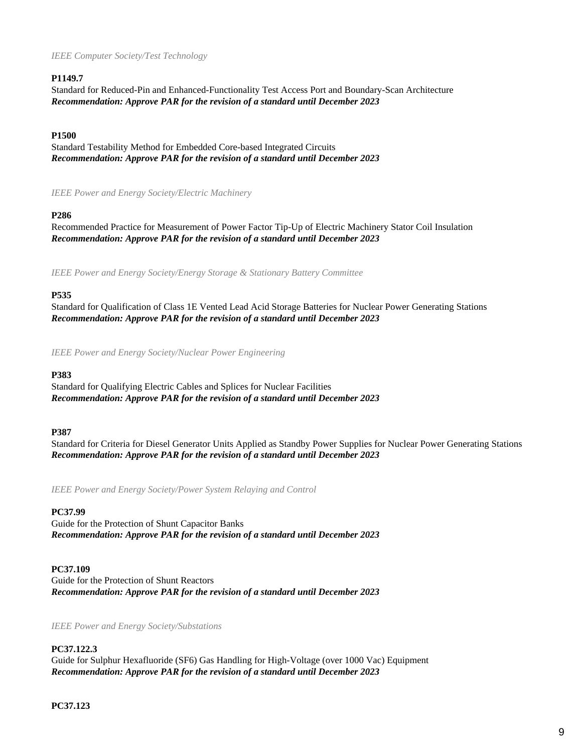*IEEE Computer Society/Test Technology*

**P1149.7**
Standard for Reduced-Pin and Enhanced-Functionality Test Access Port and Boundary-Scan Architecture
***Recommendation: Approve PAR for the revision of a standard until December 2023***

**P1500**
Standard Testability Method for Embedded Core-based Integrated Circuits
***Recommendation: Approve PAR for the revision of a standard until December 2023***

*IEEE Power and Energy Society/Electric Machinery*

**P286**
Recommended Practice for Measurement of Power Factor Tip-Up of Electric Machinery Stator Coil Insulation
***Recommendation: Approve PAR for the revision of a standard until December 2023***

*IEEE Power and Energy Society/Energy Storage & Stationary Battery Committee*

**P535**
Standard for Qualification of Class 1E Vented Lead Acid Storage Batteries for Nuclear Power Generating Stations
***Recommendation: Approve PAR for the revision of a standard until December 2023***

*IEEE Power and Energy Society/Nuclear Power Engineering*

**P383**
Standard for Qualifying Electric Cables and Splices for Nuclear Facilities
***Recommendation: Approve PAR for the revision of a standard until December 2023***

**P387**
Standard for Criteria for Diesel Generator Units Applied as Standby Power Supplies for Nuclear Power Generating Stations
***Recommendation: Approve PAR for the revision of a standard until December 2023***

*IEEE Power and Energy Society/Power System Relaying and Control*

**PC37.99**
Guide for the Protection of Shunt Capacitor Banks
***Recommendation: Approve PAR for the revision of a standard until December 2023***

**PC37.109**
Guide for the Protection of Shunt Reactors
***Recommendation: Approve PAR for the revision of a standard until December 2023***

*IEEE Power and Energy Society/Substations*

**PC37.122.3**
Guide for Sulphur Hexafluoride ($SF_6$) Gas Handling for High-Voltage (over 1000 Vac) Equipment
***Recommendation: Approve PAR for the revision of a standard until December 2023***

**PC37.123**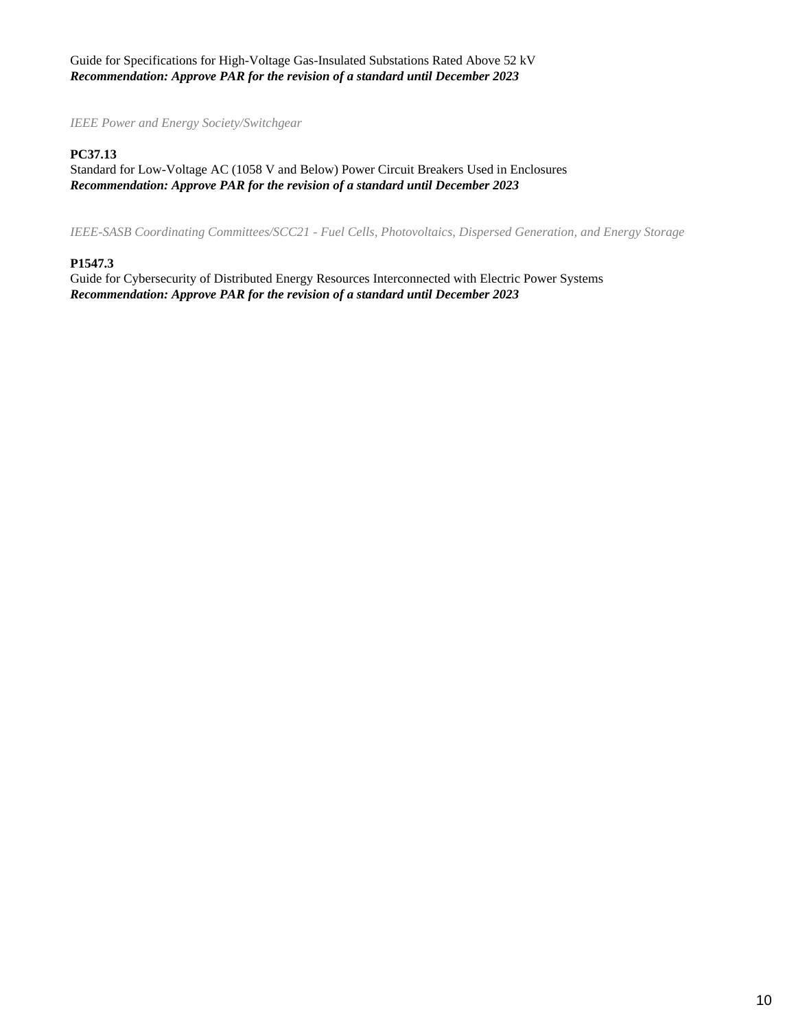Guide for Specifications for High-Voltage Gas-Insulated Substations Rated Above 52 kV
***Recommendation: Approve PAR for the revision of a standard until December 2023***

*IEEE Power and Energy Society/Switchgear*

**PC37.13**
Standard for Low-Voltage AC (1058 V and Below) Power Circuit Breakers Used in Enclosures
***Recommendation: Approve PAR for the revision of a standard until December 2023***

*IEEE-SASB Coordinating Committees/SCC21 - Fuel Cells, Photovoltaics, Dispersed Generation, and Energy Storage*

**P1547.3**
Guide for Cybersecurity of Distributed Energy Resources Interconnected with Electric Power Systems
***Recommendation: Approve PAR for the revision of a standard until December 2023***